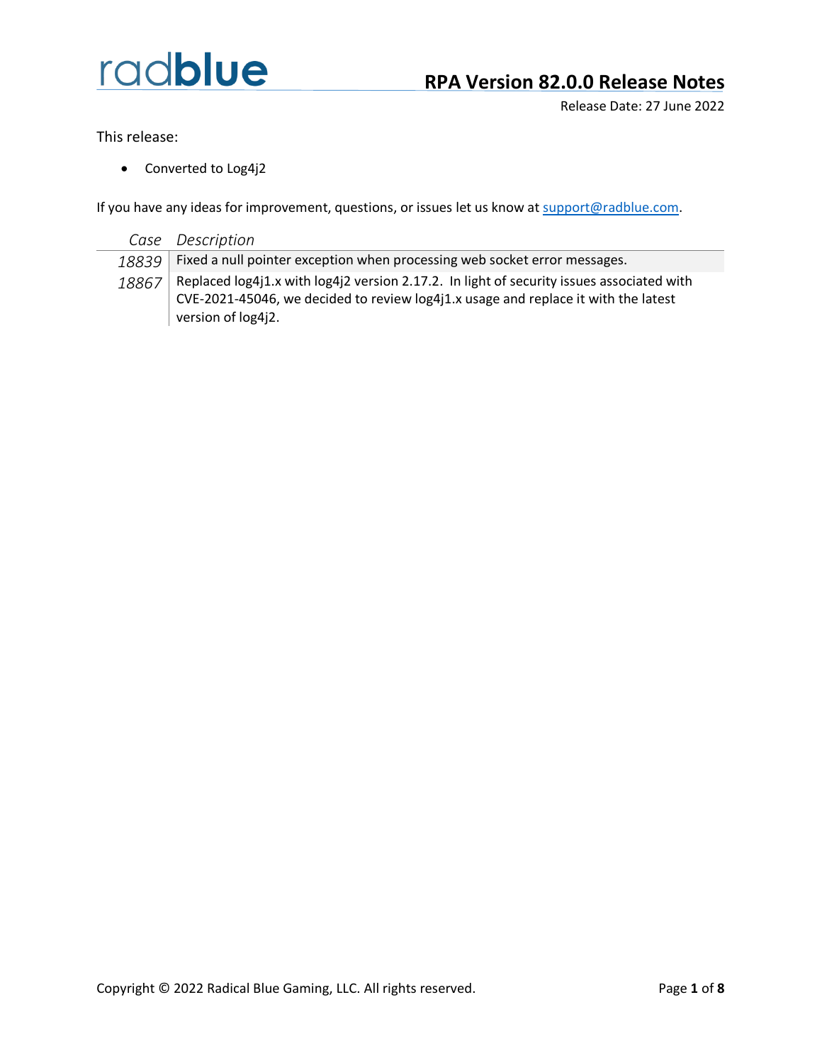radblue

# RPA Version 82.0.0 Release Notes

Release Date: 27 June 2022

This release:

- Converted to Log4j2

If you have any ideas for improvement, questions, or issues let us know at support@radblue.com.

| *Case* | *Description* |
|---|---|
| *18839* | Fixed a null pointer exception when processing web socket error messages. |
| *18867* | Replaced log4j1.x with log4j2 version 2.17.2. In light of security issues associated with CVE-2021-45046, we decided to review log4j1.x usage and replace it with the latest version of log4j2. |

Copyright © 2022 Radical Blue Gaming, LLC. All rights reserved.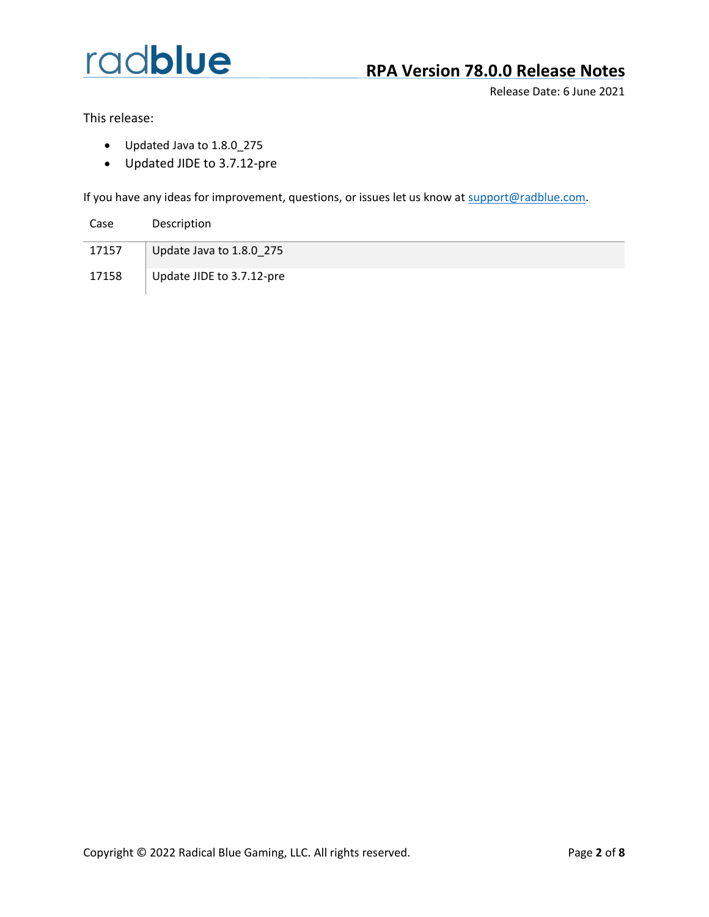radblue

# RPA Version 78.0.0 Release Notes

Release Date: 6 June 2021

This release:

- Updated Java to 1.8.0_275
- Updated JIDE to 3.7.12-pre

If you have any ideas for improvement, questions, or issues let us know at support@radblue.com.

| Case | Description |
|---|---|
| 17157 | Update Java to 1.8.0_275 |
| 17158 | Update JIDE to 3.7.12-pre |

Copyright © 2022 Radical Blue Gaming, LLC. All rights reserved.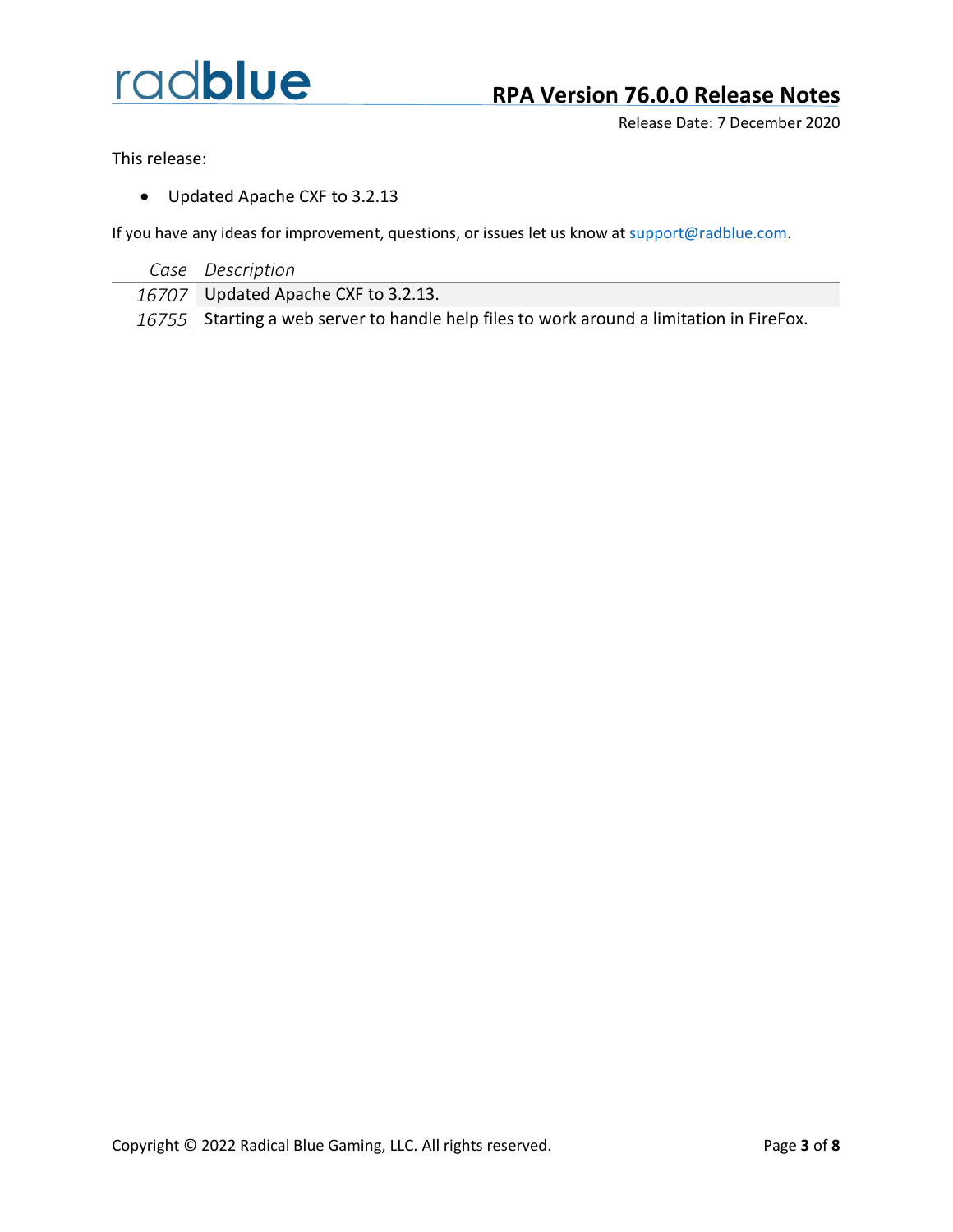# RPA Version 76.0.0 Release Notes

Release Date: 7 December 2020

This release:

- Updated Apache CXF to 3.2.13

If you have any ideas for improvement, questions, or issues let us know at support@radblue.com.

| *Case* | *Description* |
|---|---|
| *16707* | Updated Apache CXF to 3.2.13. |
| *16755* | Starting a web server to handle help files to work around a limitation in FireFox. |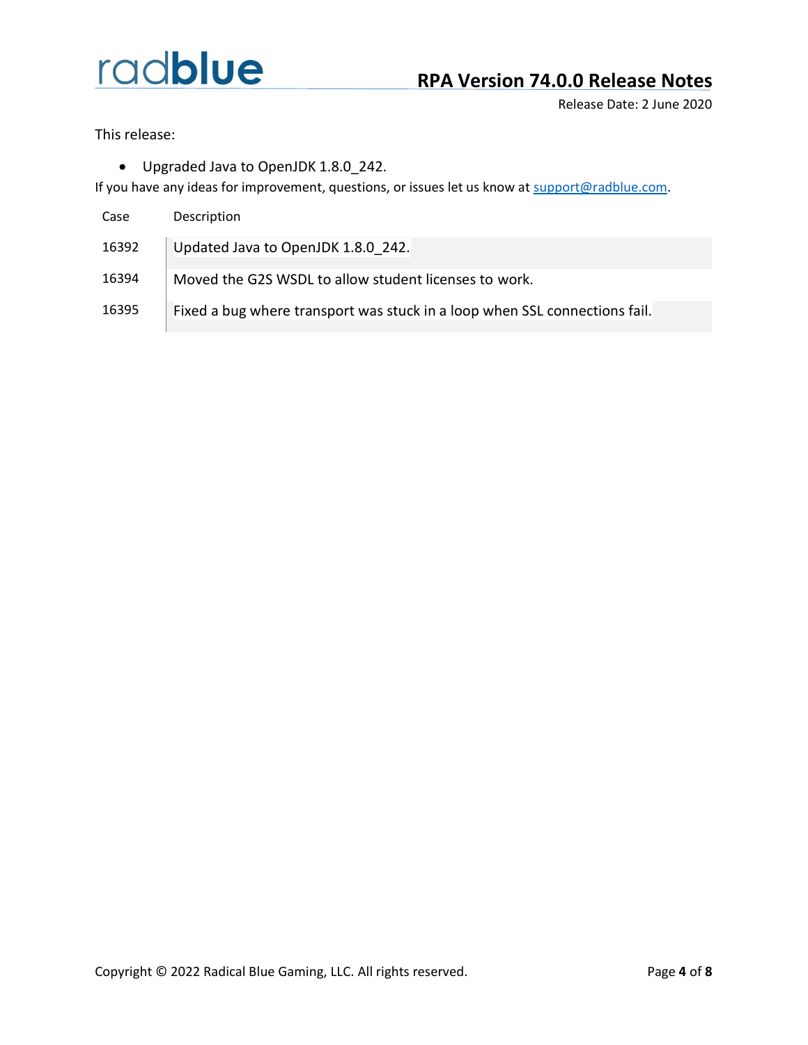## RPA Version 74.0.0 Release Notes

Release Date: 2 June 2020

This release:

- Upgraded Java to OpenJDK 1.8.0_242.

If you have any ideas for improvement, questions, or issues let us know at [support@radblue.com](mailto:support@radblue.com).

| Case | Description |
| --- | --- |
| 16392 | Updated Java to OpenJDK 1.8.0_242. |
| 16394 | Moved the G2S WSDL to allow student licenses to work. |
| 16395 | Fixed a bug where transport was stuck in a loop when SSL connections fail. |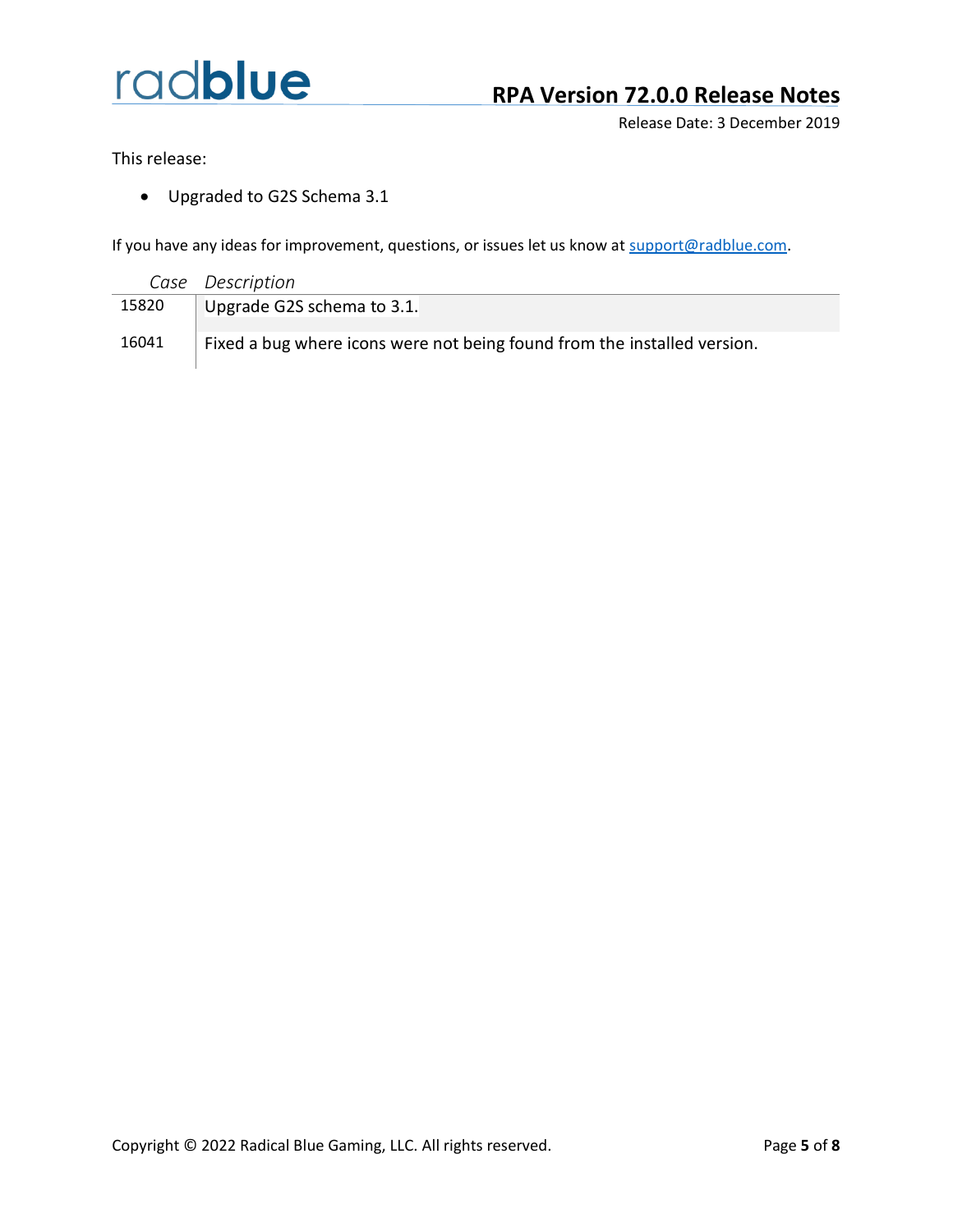# RPA Version 72.0.0 Release Notes

Release Date: 3 December 2019

This release:

- Upgraded to G2S Schema 3.1

If you have any ideas for improvement, questions, or issues let us know at support@radblue.com.

| *Case* | *Description* |
|---|---|
| 15820 | Upgrade G2S schema to 3.1. |
| 16041 | Fixed a bug where icons were not being found from the installed version. |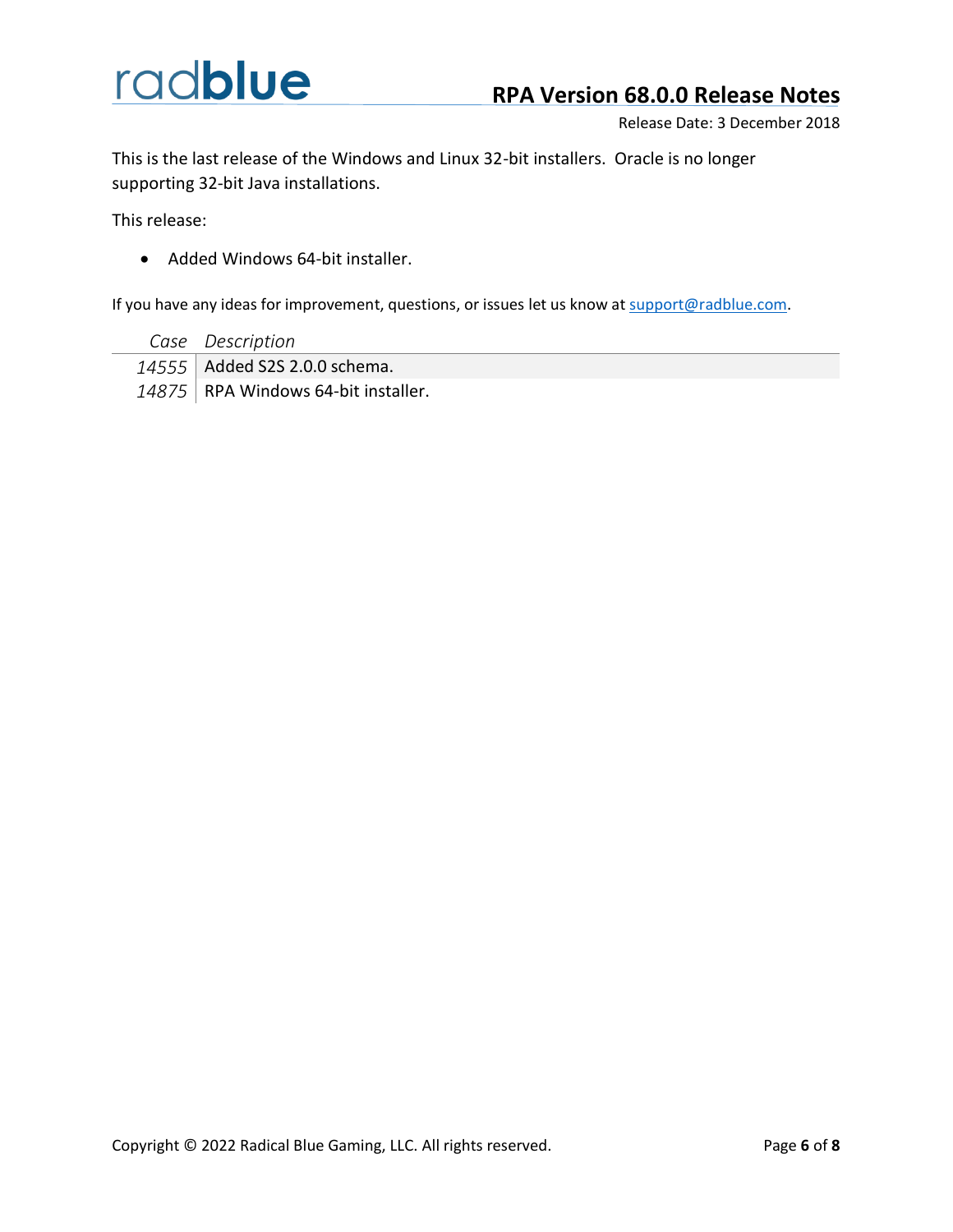# RPA Version 68.0.0 Release Notes

Release Date: 3 December 2018

This is the last release of the Windows and Linux 32-bit installers. Oracle is no longer supporting 32-bit Java installations.

This release:

- Added Windows 64-bit installer.

If you have any ideas for improvement, questions, or issues let us know at support@radblue.com.

| *Case* | *Description* |
|---|---|
| *14555* | Added S2S 2.0.0 schema. |
| *14875* | RPA Windows 64-bit installer. |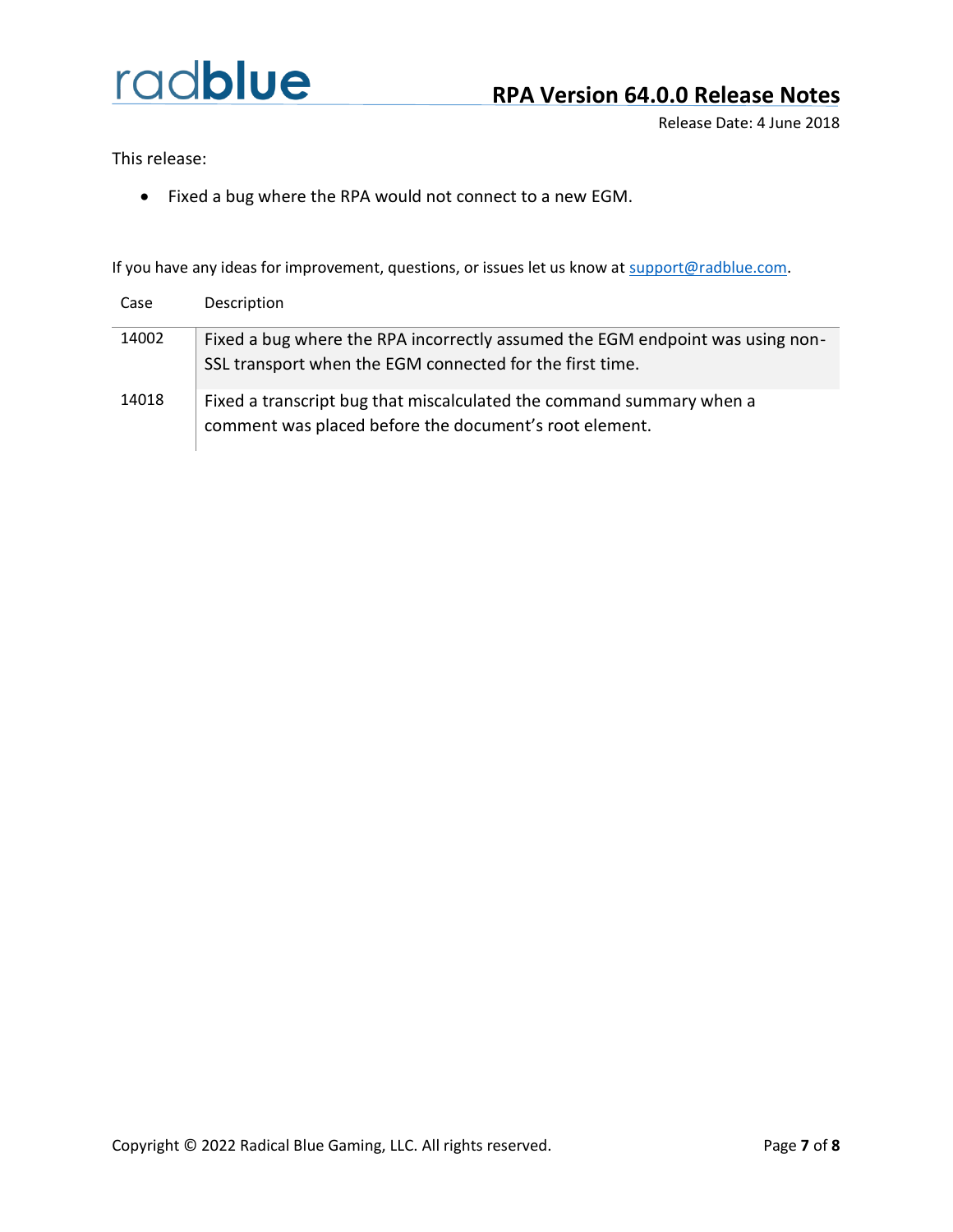# RPA Version 64.0.0 Release Notes

Release Date: 4 June 2018

This release:

- Fixed a bug where the RPA would not connect to a new EGM.

If you have any ideas for improvement, questions, or issues let us know at support@radblue.com.

| Case | Description |
|---|---|
| 14002 | Fixed a bug where the RPA incorrectly assumed the EGM endpoint was using non-SSL transport when the EGM connected for the first time. |
| 14018 | Fixed a transcript bug that miscalculated the command summary when a comment was placed before the document's root element. |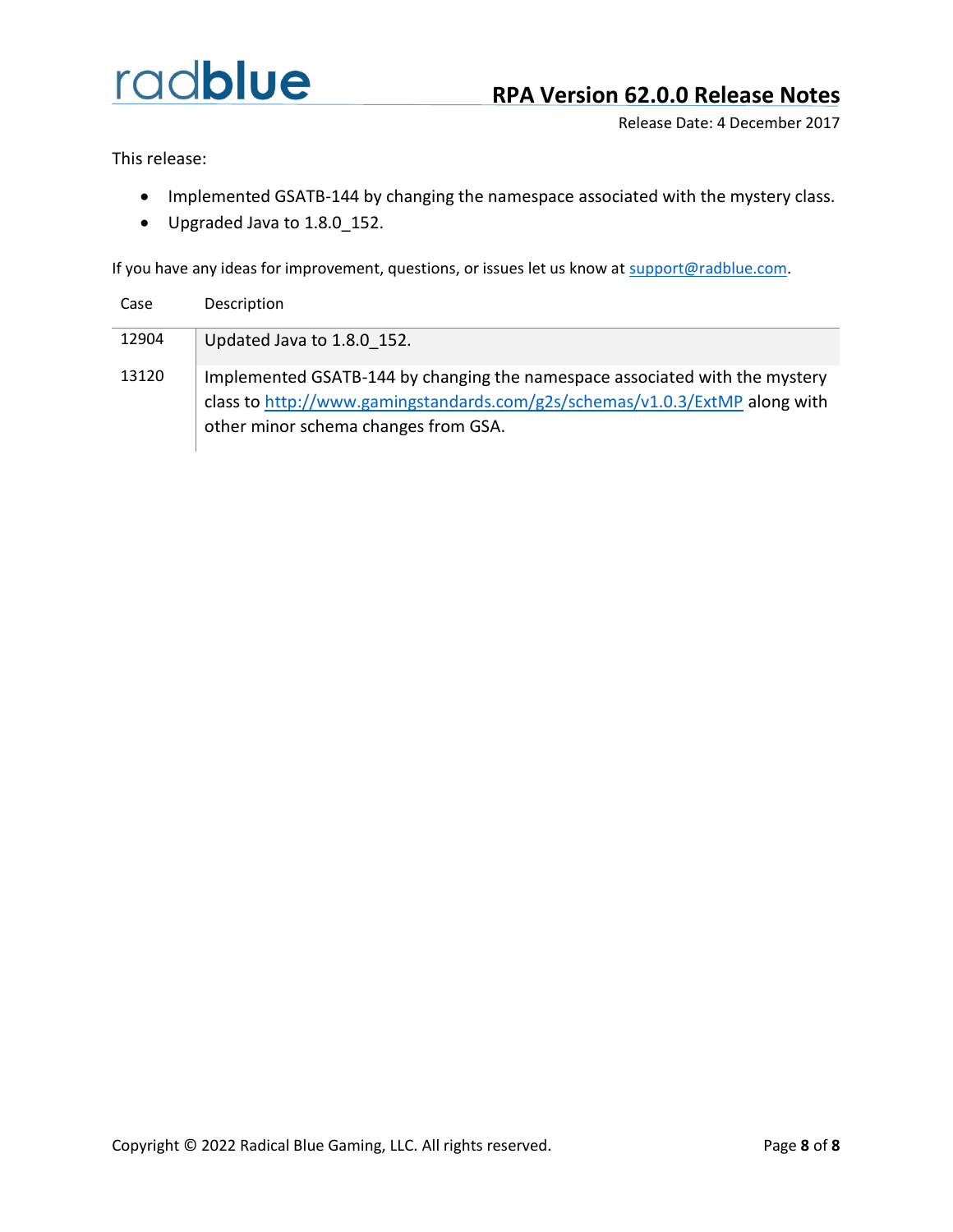## RPA Version 62.0.0 Release Notes

Release Date: 4 December 2017

This release:

- Implemented GSATB-144 by changing the namespace associated with the mystery class.
- Upgraded Java to 1.8.0_152.

If you have any ideas for improvement, questions, or issues let us know at support@radblue.com.

| Case | Description |
|---|---|
| 12904 | Updated Java to 1.8.0_152. |
| 13120 | Implemented GSATB-144 by changing the namespace associated with the mystery class to http://www.gamingstandards.com/g2s/schemas/v1.0.3/ExtMP along with other minor schema changes from GSA. |